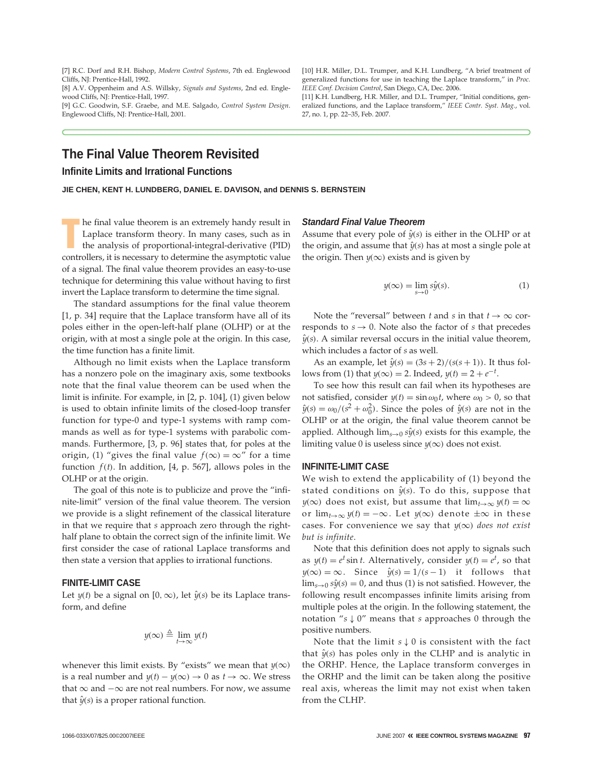[7] R.C. Dorf and R.H. Bishop, *Modern Control Systems*, 7th ed. Englewood Cliffs, NJ: Prentice-Hall, 1992.

[8] A.V. Oppenheim and A.S. Willsky, *Signals and Systems*, 2nd ed. Englewood Cliffs, NJ: Prentice-Hall, 1997.

[9] G.C. Goodwin, S.F. Graebe, and M.E. Salgado, *Control System Design*. Englewood Cliffs, NJ: Prentice-Hall, 2001.

[10] H.R. Miller, D.L. Trumper, and K.H. Lundberg, "A brief treatment of generalized functions for use in teaching the Laplace transform," in *Proc. IEEE Conf. Decision Control*, San Diego, CA, Dec. 2006.

[11] K.H. Lundberg, H.R. Miller, and D.L. Trumper, "Initial conditions, generalized functions, and the Laplace transform," *IEEE Contr. Syst. Mag.*, vol. 27, no. 1, pp. 22–35, Feb. 2007.

# The Final Value Theorem Revisited

## Infinite Limits and Irrational Functions

**JIE CHEN, KENT H. LUNDBERG, DANIEL E. DAVISON, and DENNIS S. BERNSTEIN**

The final value theorem is an extremely handy result in Laplace transform theory. In many cases, such as in the analysis of proportional-integral-derivative (PID) controllers, it is necessary to determine the asymptotic value of a signal. The final value theorem provides an easy-to-use technique for determining this value without having to first invert the Laplace transform to determine the time signal.

The standard assumptions for the final value theorem [1, p. 34] require that the Laplace transform have all of its poles either in the open-left-half plane (OLHP) or at the origin, with at most a single pole at the origin. In this case, the time function has a finite limit.

Although no limit exists when the Laplace transform has a nonzero pole on the imaginary axis, some textbooks note that the final value theorem can be used when the limit is infinite. For example, in [2, p. 104], (1) given below is used to obtain infinite limits of the closed-loop transfer function for type-0 and type-1 systems with ramp commands as well as for type-1 systems with parabolic commands. Furthermore, [3, p. 96] states that, for poles at the origin, (1) "gives the final value $f(\infty) = \infty$" for a time function $f(t)$. In addition, [4, p. 567], allows poles in the OLHP or at the origin.

The goal of this note is to publicize and prove the "infinite-limit" version of the final value theorem. The version we provide is a slight refinement of the classical literature in that we require that $s$ approach zero through the right-half plane to obtain the correct sign of the infinite limit. We first consider the case of rational Laplace transforms and then state a version that applies to irrational functions.

### FINITE-LIMIT CASE

Let $y(t)$ be a signal on $[0, \infty)$, let $\hat{y}(s)$ be its Laplace transform, and define

$$y(\infty) \triangleq \lim_{t\to\infty} y(t)$$

whenever this limit exists. By "exists" we mean that $y(\infty)$ is a real number and $y(t) - y(\infty) \to 0$ as $t \to \infty$. We stress that $\infty$ and $-\infty$ are not real numbers. For now, we assume that $\hat{y}(s)$ is a proper rational function.

### *Standard Final Value Theorem*

Assume that every pole of $\hat{y}(s)$ is either in the OLHP or at the origin, and assume that $\hat{y}(s)$ has at most a single pole at the origin. Then $y(\infty)$ exists and is given by

$$y(\infty) = \lim_{s\to 0} s\hat{y}(s). \tag{1}$$

Note the "reversal" between $t$ and $s$ in that $t \to \infty$ corresponds to $s \to 0$. Note also the factor of $s$ that precedes $\hat{y}(s)$. A similar reversal occurs in the initial value theorem, which includes a factor of $s$ as well.

As an example, let $\hat{y}(s) = (3s+2)/(s(s+1))$. It thus follows from (1) that $y(\infty) = 2$. Indeed, $y(t) = 2 + e^{-t}$.

To see how this result can fail when its hypotheses are not satisfied, consider $y(t) = \sin \omega_0 t$, where $\omega_0 > 0$, so that $\hat{y}(s) = \omega_0/(s^2 + \omega_0^2)$. Since the poles of $\hat{y}(s)$ are not in the OLHP or at the origin, the final value theorem cannot be applied. Although $\lim_{s\to 0} s\hat{y}(s)$ exists for this example, the limiting value 0 is useless since $y(\infty)$ does not exist.

### INFINITE-LIMIT CASE

We wish to extend the applicability of (1) beyond the stated conditions on $\hat{y}(s)$. To do this, suppose that $y(\infty)$ does not exist, but assume that $\lim_{t\to\infty} y(t) = \infty$ or $\lim_{t\to\infty} y(t) = -\infty$. Let $y(\infty)$ denote $\pm\infty$ in these cases. For convenience we say that $y(\infty)$ *does not exist but is infinite*.

Note that this definition does not apply to signals such as $y(t) = e^t \sin t$. Alternatively, consider $y(t) = e^t$, so that $y(\infty) = \infty$. Since $\hat{y}(s) = 1/(s-1)$ it follows that $\lim_{s\to 0} s\hat{y}(s) = 0$, and thus (1) is not satisfied. However, the following result encompasses infinite limits arising from multiple poles at the origin. In the following statement, the notation "$s \downarrow 0$" means that $s$ approaches 0 through the positive numbers.

Note that the limit $s \downarrow 0$ is consistent with the fact that $\hat{y}(s)$ has poles only in the CLHP and is analytic in the ORHP. Hence, the Laplace transform converges in the ORHP and the limit can be taken along the positive real axis, whereas the limit may not exist when taken from the CLHP.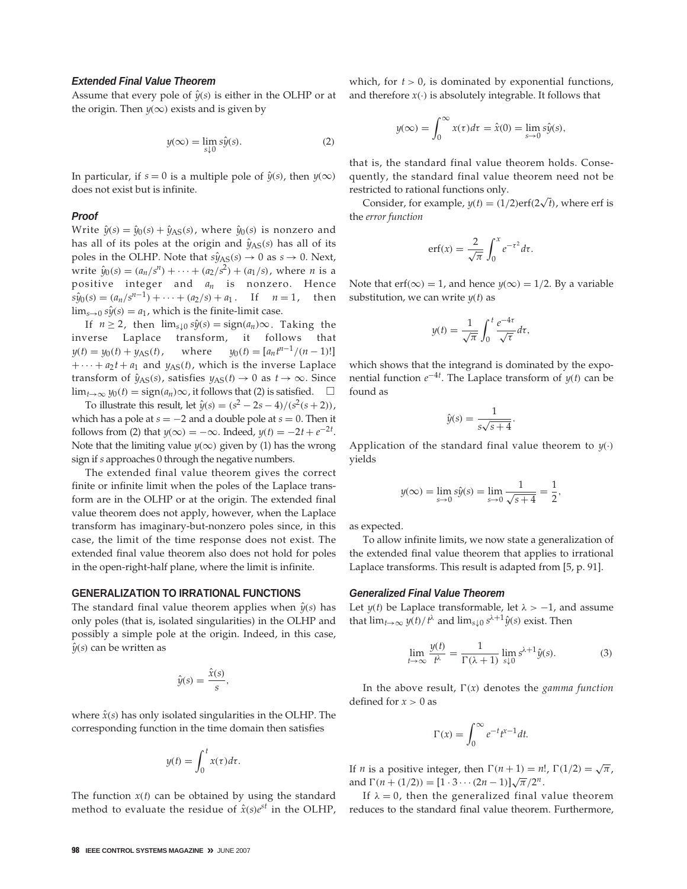### *Extended Final Value Theorem*

Assume that every pole of $\hat{y}(s)$ is either in the OLHP or at the origin. Then $y(\infty)$ exists and is given by

$$y(\infty) = \lim_{s \downarrow 0} s\hat{y}(s). \tag{2}$$

In particular, if $s = 0$ is a multiple pole of $\hat{y}(s)$, then $y(\infty)$ does not exist but is infinite.

### *Proof*

Write $\hat{y}(s) = \hat{y}_0(s) + \hat{y}_{\text{AS}}(s)$, where $\hat{y}_0(s)$ is nonzero and has all of its poles at the origin and $\hat{y}_{\text{AS}}(s)$ has all of its poles in the OLHP. Note that $s\hat{y}_{\text{AS}}(s) \to 0$ as $s \to 0$. Next, write $\hat{y}_0(s) = (a_n/s^n) + \cdots + (a_2/s^2) + (a_1/s)$, where $n$ is a positive integer and $a_n$ is nonzero. Hence $s\hat{y}_0(s) = (a_n/s^{n-1}) + \cdots + (a_2/s) + a_1$. If $n = 1$, then $\lim_{s \to 0} s\hat{y}(s) = a_1$, which is the finite-limit case.

If $n \geq 2$, then $\lim_{s \downarrow 0} s\hat{y}(s) = \text{sign}(a_n)\infty$. Taking the inverse Laplace transform, it follows that $y(t) = y_0(t) + y_{\text{AS}}(t)$, where $y_0(t) = [a_n t^{n-1}/(n-1)!] + \cdots + a_2 t + a_1$ and $y_{\text{AS}}(t)$, which is the inverse Laplace transform of $\hat{y}_{\text{AS}}(s)$, satisfies $y_{\text{AS}}(t) \to 0$ as $t \to \infty$. Since $\lim_{t \to \infty} y_0(t) = \text{sign}(a_n)\infty$, it follows that (2) is satisfied. $\square$

To illustrate this result, let $\hat{y}(s) = (s^2 - 2s - 4)/(s^2(s+2))$, which has a pole at $s = -2$ and a double pole at $s = 0$. Then it follows from (2) that $y(\infty) = -\infty$. Indeed, $y(t) = -2t + e^{-2t}$. Note that the limiting value $y(\infty)$ given by (1) has the wrong sign if $s$ approaches 0 through the negative numbers.

The extended final value theorem gives the correct finite or infinite limit when the poles of the Laplace transform are in the OLHP or at the origin. The extended final value theorem does not apply, however, when the Laplace transform has imaginary-but-nonzero poles since, in this case, the limit of the time response does not exist. The extended final value theorem also does not hold for poles in the open-right-half plane, where the limit is infinite.

## GENERALIZATION TO IRRATIONAL FUNCTIONS

The standard final value theorem applies when $\hat{y}(s)$ has only poles (that is, isolated singularities) in the OLHP and possibly a simple pole at the origin. Indeed, in this case, $\hat{y}(s)$ can be written as

$$\hat{y}(s) = \frac{\hat{x}(s)}{s},$$

where $\hat{x}(s)$ has only isolated singularities in the OLHP. The corresponding function in the time domain then satisfies

$$y(t) = \int_0^t x(\tau) d\tau.$$

The function $x(t)$ can be obtained by using the standard method to evaluate the residue of $\hat{x}(s)e^{st}$ in the OLHP, which, for $t > 0$, is dominated by exponential functions, and therefore $x(\cdot)$ is absolutely integrable. It follows that

$$y(\infty) = \int_0^\infty x(\tau) d\tau = \hat{x}(0) = \lim_{s \to 0} s\hat{y}(s),$$

that is, the standard final value theorem holds. Consequently, the standard final value theorem need not be restricted to rational functions only.

Consider, for example, $y(t) = (1/2)\text{erf}(2\sqrt{t})$, where erf is the *error function*

$$\text{erf}(x) = \frac{2}{\sqrt{\pi}} \int_0^x e^{-\tau^2} d\tau.$$

Note that $\text{erf}(\infty) = 1$, and hence $y(\infty) = 1/2$. By a variable substitution, we can write $y(t)$ as

$$y(t) = \frac{1}{\sqrt{\pi}} \int_0^t \frac{e^{-4\tau}}{\sqrt{\tau}} d\tau,$$

which shows that the integrand is dominated by the exponential function $e^{-4t}$. The Laplace transform of $y(t)$ can be found as

$$\hat{y}(s) = \frac{1}{s\sqrt{s+4}}.$$

Application of the standard final value theorem to $y(\cdot)$ yields

$$y(\infty) = \lim_{s \to 0} s\hat{y}(s) = \lim_{s \to 0} \frac{1}{\sqrt{s+4}} = \frac{1}{2},$$

as expected.

To allow infinite limits, we now state a generalization of the extended final value theorem that applies to irrational Laplace transforms. This result is adapted from [5, p. 91].

### *Generalized Final Value Theorem*

Let $y(t)$ be Laplace transformable, let $\lambda > -1$, and assume that $\lim_{t \to \infty} y(t)/t^\lambda$ and $\lim_{s \downarrow 0} s^{\lambda+1}\hat{y}(s)$ exist. Then

$$\lim_{t \to \infty} \frac{y(t)}{t^\lambda} = \frac{1}{\Gamma(\lambda+1)} \lim_{s \downarrow 0} s^{\lambda+1}\hat{y}(s). \tag{3}$$

In the above result, $\Gamma(x)$ denotes the *gamma function* defined for $x > 0$ as

$$\Gamma(x) = \int_0^\infty e^{-t} t^{x-1} dt.$$

If $n$ is a positive integer, then $\Gamma(n+1) = n!$, $\Gamma(1/2) = \sqrt{\pi}$, and $\Gamma(n + (1/2)) = [1 \cdot 3 \cdots (2n-1)]\sqrt{\pi}/2^n$.

If $\lambda = 0$, then the generalized final value theorem reduces to the standard final value theorem. Furthermore,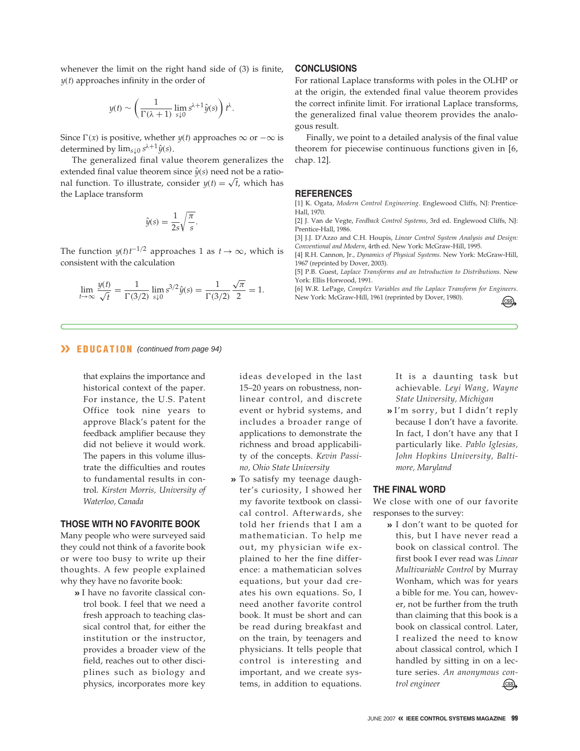whenever the limit on the right hand side of (3) is finite, $y(t)$ approaches infinity in the order of

$$y(t) \sim \left( \frac{1}{\Gamma(\lambda+1)} \lim_{s \downarrow 0} s^{\lambda+1} \hat{y}(s) \right) t^{\lambda}.$$

Since $\Gamma(x)$ is positive, whether $y(t)$ approaches $\infty$ or $-\infty$ is determined by $\lim_{s \downarrow 0} s^{\lambda+1} \hat{y}(s)$.

The generalized final value theorem generalizes the extended final value theorem since $\hat{y}(s)$ need not be a rational function. To illustrate, consider $y(t) = \sqrt{t}$, which has the Laplace transform

$$\hat{y}(s) = \frac{1}{2s}\sqrt{\frac{\pi}{s}}.$$

The function $y(t)t^{-1/2}$ approaches 1 as $t \to \infty$, which is consistent with the calculation

$$\lim_{t \to \infty} \frac{y(t)}{\sqrt{t}} = \frac{1}{\Gamma(3/2)} \lim_{s \downarrow 0} s^{3/2} \hat{y}(s) = \frac{1}{\Gamma(3/2)} \frac{\sqrt{\pi}}{2} = 1.$$

## CONCLUSIONS

For rational Laplace transforms with poles in the OLHP or at the origin, the extended final value theorem provides the correct infinite limit. For irrational Laplace transforms, the generalized final value theorem provides the analogous result.

Finally, we point to a detailed analysis of the final value theorem for piecewise continuous functions given in [6, chap. 12].

## REFERENCES

[1] K. Ogata, *Modern Control Engineering*. Englewood Cliffs, NJ: Prentice-Hall, 1970.

[2] J. Van de Vegte, *Feedback Control Systems*, 3rd ed. Englewood Cliffs, NJ: Prentice-Hall, 1986.

[3] J.J. D'Azzo and C.H. Houpis, *Linear Control System Analysis and Design: Conventional and Modern*, 4rth ed. New York: McGraw-Hill, 1995.

[4] R.H. Cannon, Jr., *Dynamics of Physical Systems*. New York: McGraw-Hill, 1967 (reprinted by Dover, 2003).

[5] P.B. Guest, *Laplace Transforms and an Introduction to Distributions*. New York: Ellis Horwood, 1991.

[6] W.R. LePage, *Complex Variables and the Laplace Transform for Engineers*. New York: McGraw-Hill, 1961 (reprinted by Dover, 1980).

## EDUCATION *(continued from page 94)*

that explains the importance and historical context of the paper. For instance, the U.S. Patent Office took nine years to approve Black's patent for the feedback amplifier because they did not believe it would work. The papers in this volume illustrate the difficulties and routes to fundamental results in control. *Kirsten Morris, University of Waterloo, Canada*

### THOSE WITH NO FAVORITE BOOK

Many people who were surveyed said they could not think of a favorite book or were too busy to write up their thoughts. A few people explained why they have no favorite book:

» I have no favorite classical control book. I feel that we need a fresh approach to teaching classical control that, for either the institution or the instructor, provides a broader view of the field, reaches out to other disciplines such as biology and physics, incorporates more key ideas developed in the last 15–20 years on robustness, nonlinear control, and discrete event or hybrid systems, and includes a broader range of applications to demonstrate the richness and broad applicability of the concepts. *Kevin Passino, Ohio State University*

» To satisfy my teenage daughter's curiosity, I showed her my favorite textbook on classical control. Afterwards, she told her friends that I am a mathematician. To help me out, my physician wife explained to her the fine difference: a mathematician solves equations, but your dad creates his own equations. So, I need another favorite control book. It must be short and can be read during breakfast and on the train, by teenagers and physicians. It tells people that control is interesting and important, and we create systems, in addition to equations. It is a daunting task but achievable. *Leyi Wang, Wayne State University, Michigan*

» I'm sorry, but I didn't reply because I don't have a favorite. In fact, I don't have any that I particularly like. *Pablo Iglesias, John Hopkins University, Baltimore, Maryland*

### THE FINAL WORD

We close with one of our favorite responses to the survey:

» I don't want to be quoted for this, but I have never read a book on classical control. The first book I ever read was *Linear Multivariable Control* by Murray Wonham, which was for years a bible for me. You can, however, not be further from the truth than claiming that this book is a book on classical control. Later, I realized the need to know about classical control, which I handled by sitting in on a lecture series. *An anonymous control engineer*